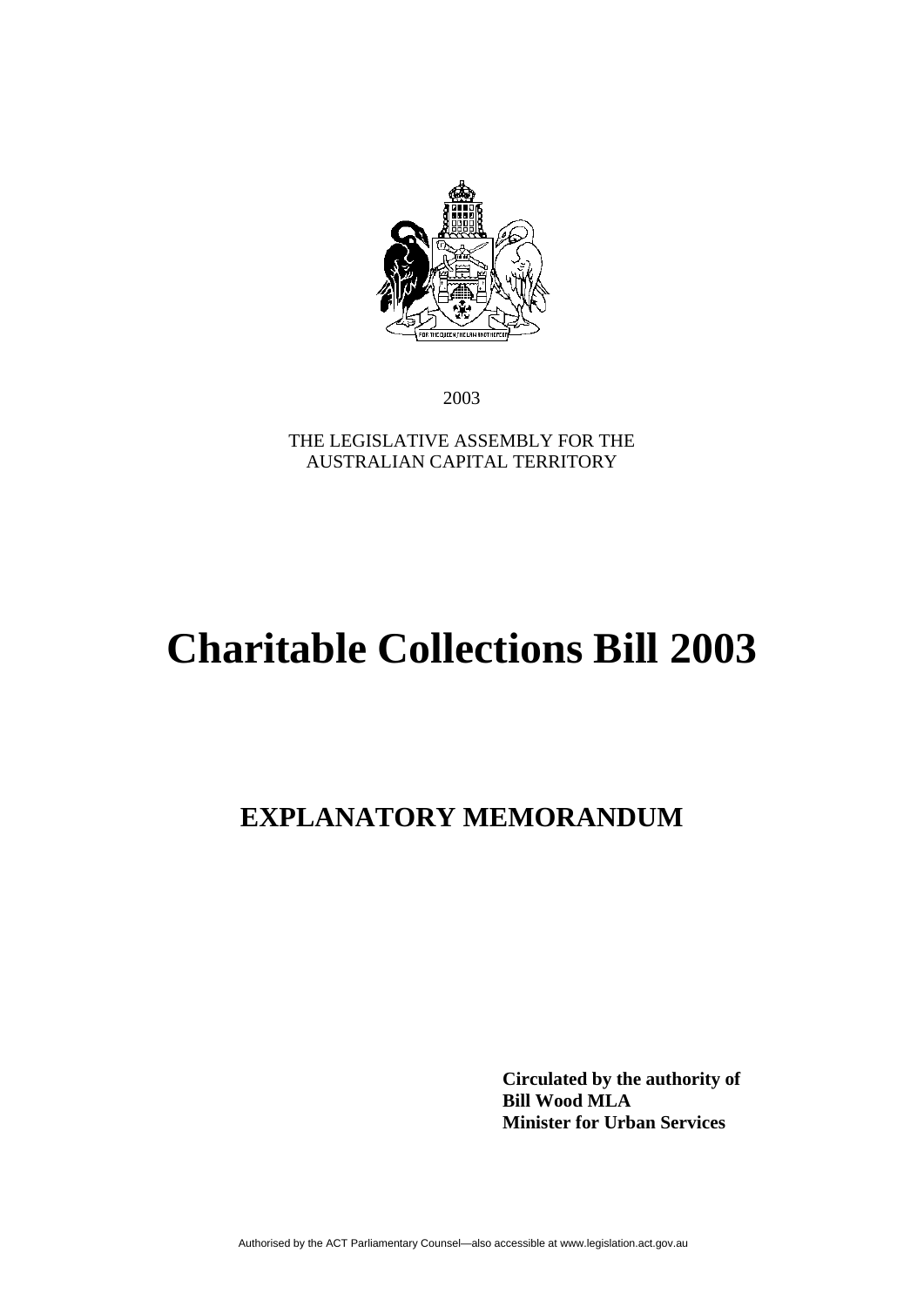2003

THE LEGISLATIVE ASSEMBLY FOR THE AUSTRALIAN CAPITAL TERRITORY

# Charitable Collections Bill 2003

## EXPLANATORY MEMORANDUM

**Circulated by the authority of**
**Bill Wood MLA**
**Minister for Urban Services**

Authorised by the ACT Parliamentary Counsel—also accessible at www.legislation.act.gov.au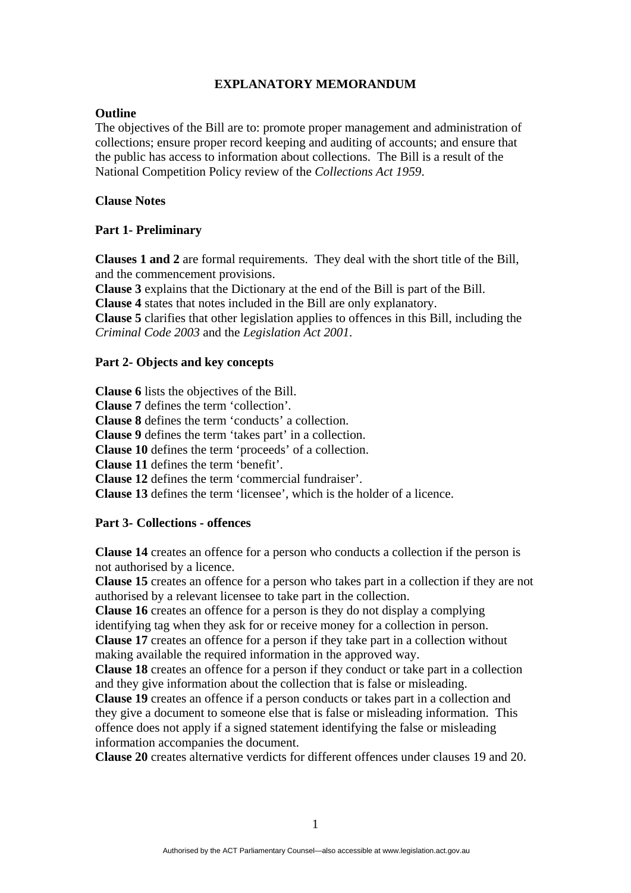## EXPLANATORY MEMORANDUM

### Outline

The objectives of the Bill are to: promote proper management and administration of collections; ensure proper record keeping and auditing of accounts; and ensure that the public has access to information about collections. The Bill is a result of the National Competition Policy review of the *Collections Act 1959*.

### Clause Notes

### Part 1- Preliminary

**Clauses 1 and 2** are formal requirements. They deal with the short title of the Bill, and the commencement provisions.
**Clause 3** explains that the Dictionary at the end of the Bill is part of the Bill.
**Clause 4** states that notes included in the Bill are only explanatory.
**Clause 5** clarifies that other legislation applies to offences in this Bill, including the *Criminal Code 2003* and the *Legislation Act 2001*.

### Part 2- Objects and key concepts

**Clause 6** lists the objectives of the Bill.
**Clause 7** defines the term 'collection'.
**Clause 8** defines the term 'conducts' a collection.
**Clause 9** defines the term 'takes part' in a collection.
**Clause 10** defines the term 'proceeds' of a collection.
**Clause 11** defines the term 'benefit'.
**Clause 12** defines the term 'commercial fundraiser'.
**Clause 13** defines the term 'licensee', which is the holder of a licence.

### Part 3- Collections - offences

**Clause 14** creates an offence for a person who conducts a collection if the person is not authorised by a licence.
**Clause 15** creates an offence for a person who takes part in a collection if they are not authorised by a relevant licensee to take part in the collection.
**Clause 16** creates an offence for a person is they do not display a complying identifying tag when they ask for or receive money for a collection in person.
**Clause 17** creates an offence for a person if they take part in a collection without making available the required information in the approved way.
**Clause 18** creates an offence for a person if they conduct or take part in a collection and they give information about the collection that is false or misleading.
**Clause 19** creates an offence if a person conducts or takes part in a collection and they give a document to someone else that is false or misleading information. This offence does not apply if a signed statement identifying the false or misleading information accompanies the document.
**Clause 20** creates alternative verdicts for different offences under clauses 19 and 20.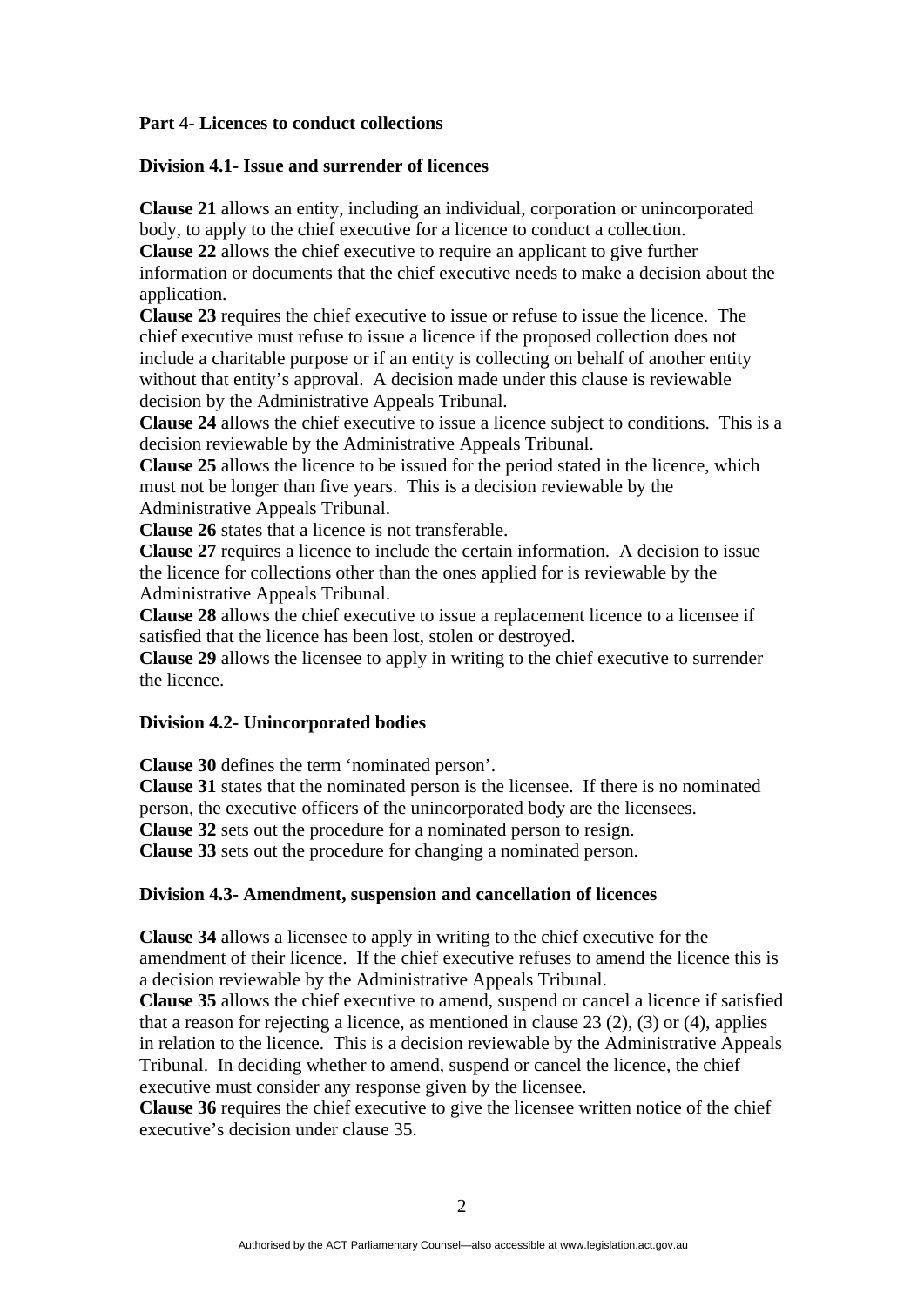**Part 4- Licences to conduct collections**

**Division 4.1- Issue and surrender of licences**

**Clause 21** allows an entity, including an individual, corporation or unincorporated body, to apply to the chief executive for a licence to conduct a collection.
**Clause 22** allows the chief executive to require an applicant to give further information or documents that the chief executive needs to make a decision about the application.
**Clause 23** requires the chief executive to issue or refuse to issue the licence. The chief executive must refuse to issue a licence if the proposed collection does not include a charitable purpose or if an entity is collecting on behalf of another entity without that entity's approval. A decision made under this clause is reviewable decision by the Administrative Appeals Tribunal.
**Clause 24** allows the chief executive to issue a licence subject to conditions. This is a decision reviewable by the Administrative Appeals Tribunal.
**Clause 25** allows the licence to be issued for the period stated in the licence, which must not be longer than five years. This is a decision reviewable by the Administrative Appeals Tribunal.
**Clause 26** states that a licence is not transferable.
**Clause 27** requires a licence to include the certain information. A decision to issue the licence for collections other than the ones applied for is reviewable by the Administrative Appeals Tribunal.
**Clause 28** allows the chief executive to issue a replacement licence to a licensee if satisfied that the licence has been lost, stolen or destroyed.
**Clause 29** allows the licensee to apply in writing to the chief executive to surrender the licence.

**Division 4.2- Unincorporated bodies**

**Clause 30** defines the term 'nominated person'.
**Clause 31** states that the nominated person is the licensee. If there is no nominated person, the executive officers of the unincorporated body are the licensees.
**Clause 32** sets out the procedure for a nominated person to resign.
**Clause 33** sets out the procedure for changing a nominated person.

**Division 4.3- Amendment, suspension and cancellation of licences**

**Clause 34** allows a licensee to apply in writing to the chief executive for the amendment of their licence. If the chief executive refuses to amend the licence this is a decision reviewable by the Administrative Appeals Tribunal.
**Clause 35** allows the chief executive to amend, suspend or cancel a licence if satisfied that a reason for rejecting a licence, as mentioned in clause 23 (2), (3) or (4), applies in relation to the licence. This is a decision reviewable by the Administrative Appeals Tribunal. In deciding whether to amend, suspend or cancel the licence, the chief executive must consider any response given by the licensee.
**Clause 36** requires the chief executive to give the licensee written notice of the chief executive's decision under clause 35.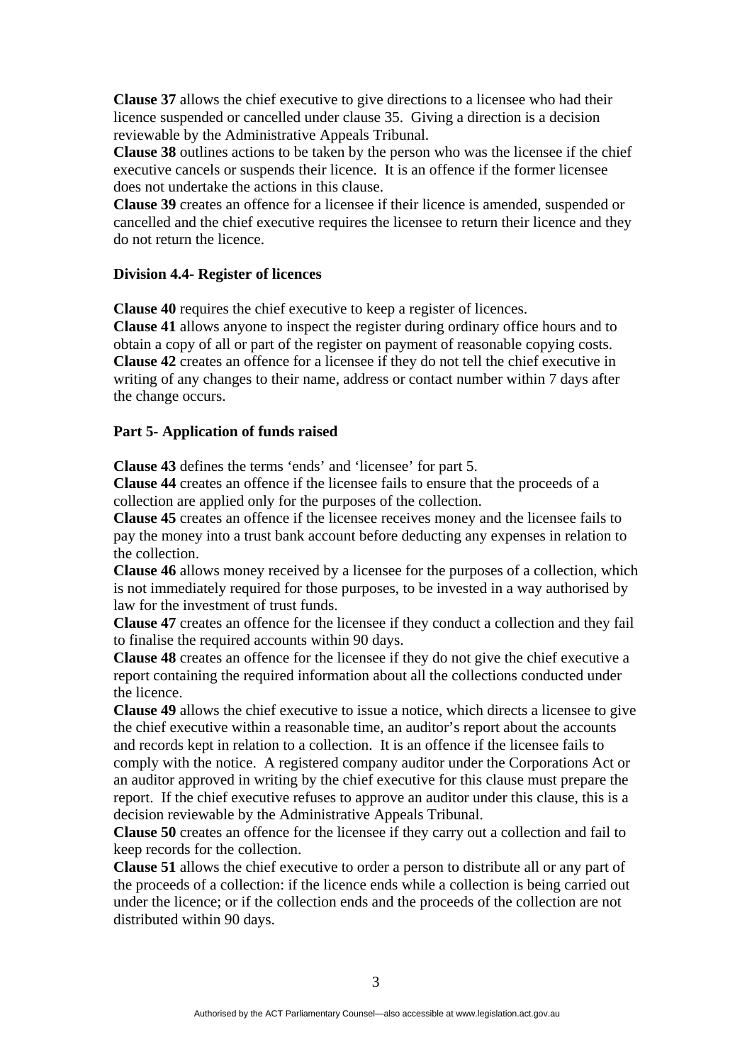**Clause 37** allows the chief executive to give directions to a licensee who had their licence suspended or cancelled under clause 35. Giving a direction is a decision reviewable by the Administrative Appeals Tribunal.

**Clause 38** outlines actions to be taken by the person who was the licensee if the chief executive cancels or suspends their licence. It is an offence if the former licensee does not undertake the actions in this clause.

**Clause 39** creates an offence for a licensee if their licence is amended, suspended or cancelled and the chief executive requires the licensee to return their licence and they do not return the licence.

### Division 4.4- Register of licences

**Clause 40** requires the chief executive to keep a register of licences.

**Clause 41** allows anyone to inspect the register during ordinary office hours and to obtain a copy of all or part of the register on payment of reasonable copying costs.

**Clause 42** creates an offence for a licensee if they do not tell the chief executive in writing of any changes to their name, address or contact number within 7 days after the change occurs.

### Part 5- Application of funds raised

**Clause 43** defines the terms 'ends' and 'licensee' for part 5.

**Clause 44** creates an offence if the licensee fails to ensure that the proceeds of a collection are applied only for the purposes of the collection.

**Clause 45** creates an offence if the licensee receives money and the licensee fails to pay the money into a trust bank account before deducting any expenses in relation to the collection.

**Clause 46** allows money received by a licensee for the purposes of a collection, which is not immediately required for those purposes, to be invested in a way authorised by law for the investment of trust funds.

**Clause 47** creates an offence for the licensee if they conduct a collection and they fail to finalise the required accounts within 90 days.

**Clause 48** creates an offence for the licensee if they do not give the chief executive a report containing the required information about all the collections conducted under the licence.

**Clause 49** allows the chief executive to issue a notice, which directs a licensee to give the chief executive within a reasonable time, an auditor's report about the accounts and records kept in relation to a collection. It is an offence if the licensee fails to comply with the notice. A registered company auditor under the Corporations Act or an auditor approved in writing by the chief executive for this clause must prepare the report. If the chief executive refuses to approve an auditor under this clause, this is a decision reviewable by the Administrative Appeals Tribunal.

**Clause 50** creates an offence for the licensee if they carry out a collection and fail to keep records for the collection.

**Clause 51** allows the chief executive to order a person to distribute all or any part of the proceeds of a collection: if the licence ends while a collection is being carried out under the licence; or if the collection ends and the proceeds of the collection are not distributed within 90 days.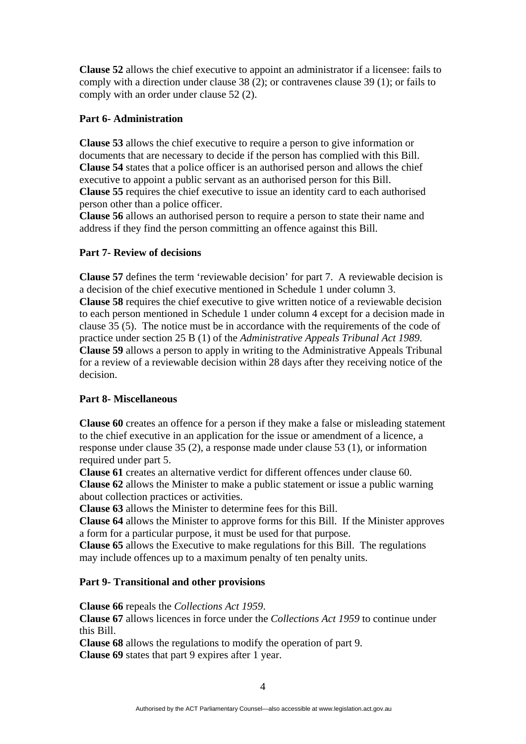**Clause 52** allows the chief executive to appoint an administrator if a licensee: fails to comply with a direction under clause 38 (2); or contravenes clause 39 (1); or fails to comply with an order under clause 52 (2).

### Part 6- Administration

**Clause 53** allows the chief executive to require a person to give information or documents that are necessary to decide if the person has complied with this Bill.
**Clause 54** states that a police officer is an authorised person and allows the chief executive to appoint a public servant as an authorised person for this Bill.
**Clause 55** requires the chief executive to issue an identity card to each authorised person other than a police officer.
**Clause 56** allows an authorised person to require a person to state their name and address if they find the person committing an offence against this Bill.

### Part 7- Review of decisions

**Clause 57** defines the term 'reviewable decision' for part 7. A reviewable decision is a decision of the chief executive mentioned in Schedule 1 under column 3.
**Clause 58** requires the chief executive to give written notice of a reviewable decision to each person mentioned in Schedule 1 under column 4 except for a decision made in clause 35 (5). The notice must be in accordance with the requirements of the code of practice under section 25 B (1) of the *Administrative Appeals Tribunal Act 1989*.
**Clause 59** allows a person to apply in writing to the Administrative Appeals Tribunal for a review of a reviewable decision within 28 days after they receiving notice of the decision.

### Part 8- Miscellaneous

**Clause 60** creates an offence for a person if they make a false or misleading statement to the chief executive in an application for the issue or amendment of a licence, a response under clause 35 (2), a response made under clause 53 (1), or information required under part 5.
**Clause 61** creates an alternative verdict for different offences under clause 60.
**Clause 62** allows the Minister to make a public statement or issue a public warning about collection practices or activities.
**Clause 63** allows the Minister to determine fees for this Bill.
**Clause 64** allows the Minister to approve forms for this Bill. If the Minister approves a form for a particular purpose, it must be used for that purpose.
**Clause 65** allows the Executive to make regulations for this Bill. The regulations may include offences up to a maximum penalty of ten penalty units.

### Part 9- Transitional and other provisions

**Clause 66** repeals the *Collections Act 1959*.
**Clause 67** allows licences in force under the *Collections Act 1959* to continue under this Bill.
**Clause 68** allows the regulations to modify the operation of part 9.
**Clause 69** states that part 9 expires after 1 year.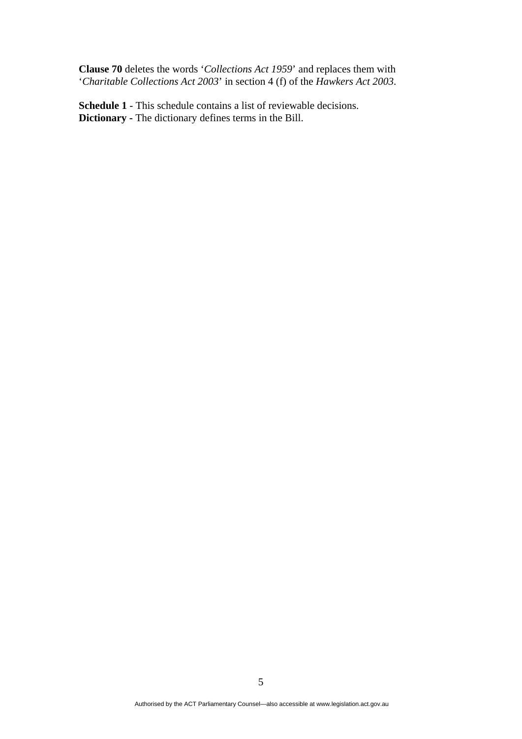**Clause 70** deletes the words '*Collections Act 1959*' and replaces them with '*Charitable Collections Act 2003*' in section 4 (f) of the *Hawkers Act 2003*.

**Schedule 1** - This schedule contains a list of reviewable decisions.
**Dictionary** - The dictionary defines terms in the Bill.